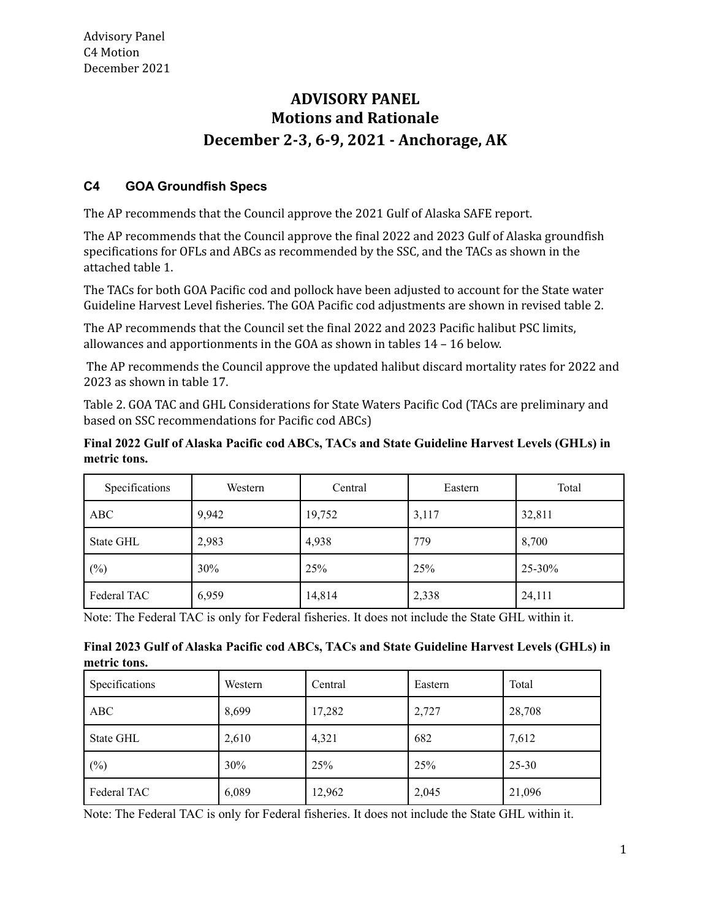# ADVISORY PANEL
## Motions and Rationale
## December 2-3, 6-9, 2021 - Anchorage, AK

### C4 GOA Groundfish Specs

The AP recommends that the Council approve the 2021 Gulf of Alaska SAFE report.

The AP recommends that the Council approve the final 2022 and 2023 Gulf of Alaska groundfish specifications for OFLs and ABCs as recommended by the SSC, and the TACs as shown in the attached table 1.

The TACs for both GOA Pacific cod and pollock have been adjusted to account for the State water Guideline Harvest Level fisheries. The GOA Pacific cod adjustments are shown in revised table 2.

The AP recommends that the Council set the final 2022 and 2023 Pacific halibut PSC limits, allowances and apportionments in the GOA as shown in tables 14 – 16 below.

The AP recommends the Council approve the updated halibut discard mortality rates for 2022 and 2023 as shown in table 17.

Table 2. GOA TAC and GHL Considerations for State Waters Pacific Cod (TACs are preliminary and based on SSC recommendations for Pacific cod ABCs)

**Final 2022 Gulf of Alaska Pacific cod ABCs, TACs and State Guideline Harvest Levels (GHLs) in metric tons.**

| Specifications | Western | Central | Eastern | Total |
|---|---|---|---|---|
| ABC | 9,942 | 19,752 | 3,117 | 32,811 |
| State GHL | 2,983 | 4,938 | 779 | 8,700 |
| (%) | 30% | 25% | 25% | 25-30% |
| Federal TAC | 6,959 | 14,814 | 2,338 | 24,111 |

Note: The Federal TAC is only for Federal fisheries. It does not include the State GHL within it.

**Final 2023 Gulf of Alaska Pacific cod ABCs, TACs and State Guideline Harvest Levels (GHLs) in metric tons.**

| Specifications | Western | Central | Eastern | Total |
|---|---|---|---|---|
| ABC | 8,699 | 17,282 | 2,727 | 28,708 |
| State GHL | 2,610 | 4,321 | 682 | 7,612 |
| (%) | 30% | 25% | 25% | 25-30 |
| Federal TAC | 6,089 | 12,962 | 2,045 | 21,096 |

Note: The Federal TAC is only for Federal fisheries. It does not include the State GHL within it.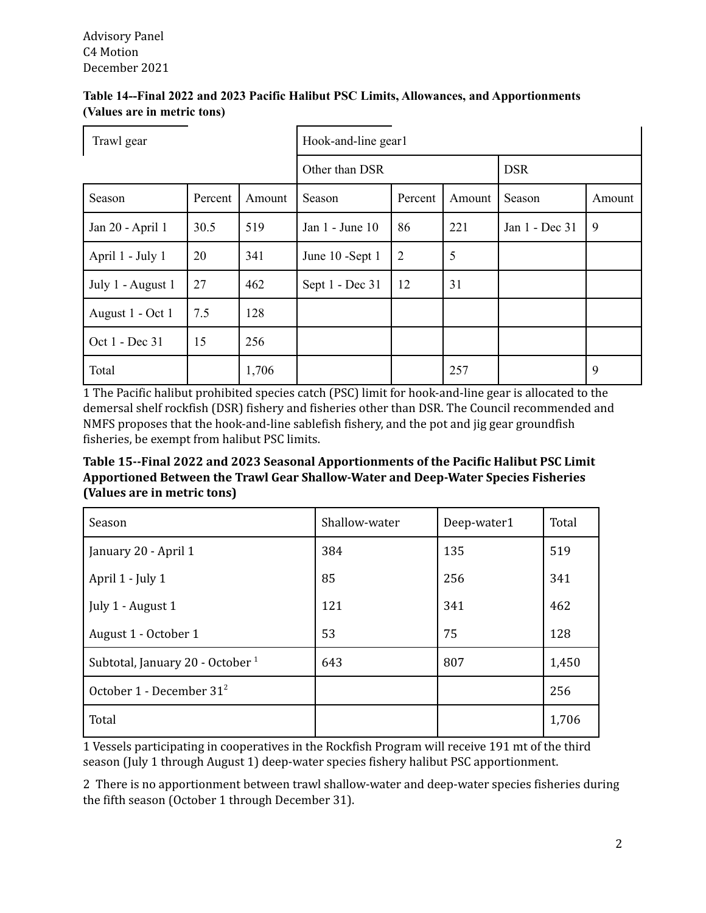Advisory Panel
C4 Motion
December 2021

**Table 14--Final 2022 and 2023 Pacific Halibut PSC Limits, Allowances, and Apportionments (Values are in metric tons)**

| Trawl gear | | | Hook-and-line gear[1] | | | | |
|---|---|---|---|---|---|---|---|
| | | | Other than DSR | | | DSR | |
| Season | Percent | Amount | Season | Percent | Amount | Season | Amount |
| Jan 20 - April 1 | 30.5 | 519 | Jan 1 - June 10 | 86 | 221 | Jan 1 - Dec 31 | 9 |
| April 1 - July 1 | 20 | 341 | June 10 -Sept 1 | 2 | 5 | | |
| July 1 - August 1 | 27 | 462 | Sept 1 - Dec 31 | 12 | 31 | | |
| August 1 - Oct 1 | 7.5 | 128 | | | | | |
| Oct 1 - Dec 31 | 15 | 256 | | | | | |
| Total | | 1,706 | | | 257 | | 9 |

1 The Pacific halibut prohibited species catch (PSC) limit for hook-and-line gear is allocated to the demersal shelf rockfish (DSR) fishery and fisheries other than DSR. The Council recommended and NMFS proposes that the hook-and-line sablefish fishery, and the pot and jig gear groundfish fisheries, be exempt from halibut PSC limits.

**Table 15--Final 2022 and 2023 Seasonal Apportionments of the Pacific Halibut PSC Limit Apportioned Between the Trawl Gear Shallow-Water and Deep-Water Species Fisheries (Values are in metric tons)**

| Season | Shallow-water | Deep-water[1] | Total |
|---|---|---|---|
| January 20 - April 1 | 384 | 135 | 519 |
| April 1 - July 1 | 85 | 256 | 341 |
| July 1 - August 1 | 121 | 341 | 462 |
| August 1 - October 1 | 53 | 75 | 128 |
| Subtotal, January 20 - October [1] | 643 | 807 | 1,450 |
| October 1 - December 31[2] | | | 256 |
| Total | | | 1,706 |

1 Vessels participating in cooperatives in the Rockfish Program will receive 191 mt of the third season (July 1 through August 1) deep-water species fishery halibut PSC apportionment.

2 There is no apportionment between trawl shallow-water and deep-water species fisheries during the fifth season (October 1 through December 31).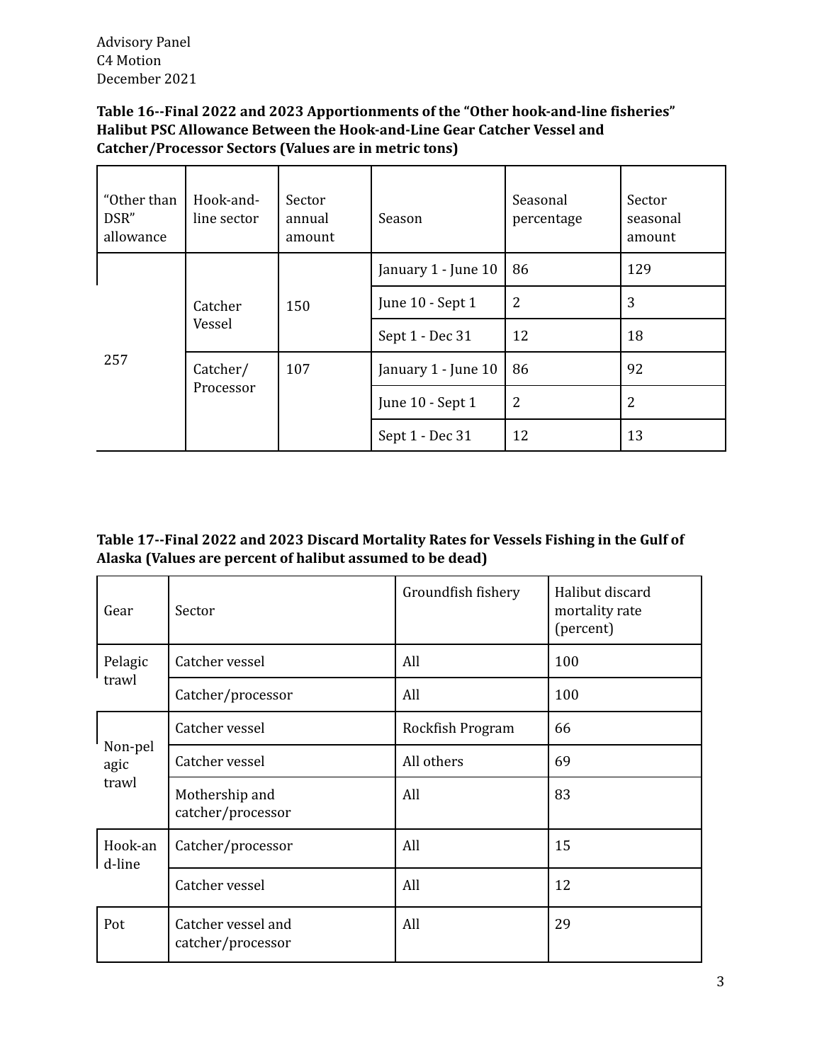**Table 16--Final 2022 and 2023 Apportionments of the "Other hook-and-line fisheries" Halibut PSC Allowance Between the Hook-and-Line Gear Catcher Vessel and Catcher/Processor Sectors (Values are in metric tons)**

| "Other than DSR" allowance | Hook-and-line sector | Sector annual amount | Season | Seasonal percentage | Sector seasonal amount |
|---|---|---|---|---|---|
| 257 | Catcher Vessel | 150 | January 1 - June 10 | 86 | 129 |
| | | | June 10 - Sept 1 | 2 | 3 |
| | | | Sept 1 - Dec 31 | 12 | 18 |
| | Catcher/ Processor | 107 | January 1 - June 10 | 86 | 92 |
| | | | June 10 - Sept 1 | 2 | 2 |
| | | | Sept 1 - Dec 31 | 12 | 13 |

**Table 17--Final 2022 and 2023 Discard Mortality Rates for Vessels Fishing in the Gulf of Alaska (Values are percent of halibut assumed to be dead)**

| Gear | Sector | Groundfish fishery | Halibut discard mortality rate (percent) |
|---|---|---|---|
| Pelagic trawl | Catcher vessel | All | 100 |
| | Catcher/processor | All | 100 |
| Non-pelagic trawl | Catcher vessel | Rockfish Program | 66 |
| | Catcher vessel | All others | 69 |
| | Mothership and catcher/processor | All | 83 |
| Hook-and-line | Catcher/processor | All | 15 |
| | Catcher vessel | All | 12 |
| Pot | Catcher vessel and catcher/processor | All | 29 |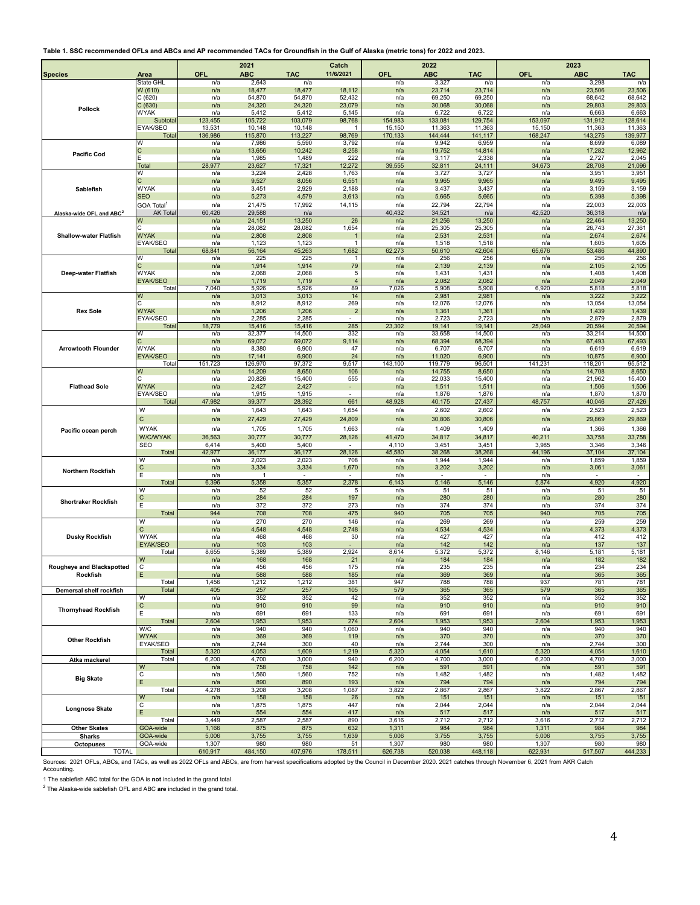**Table 1. SSC recommended OFLs and ABCs and AP recommended TACs for Groundfish in the Gulf of Alaska (metric tons) for 2022 and 2023.**

| Species | Area | 2021 OFL | 2021 ABC | 2021 TAC | Catch 11/6/2021 | 2022 OFL | 2022 ABC | 2022 TAC | 2023 OFL | 2023 ABC | 2023 TAC |
|---|---|---|---|---|---|---|---|---|---|---|---|
| Pollock | State GHL | n/a | 2,643 | n/a | | n/a | 3,327 | n/a | n/a | 3,298 | n/a |
| | W (610) | n/a | 18,477 | 18,477 | 18,112 | n/a | 23,714 | 23,714 | n/a | 23,506 | 23,506 |
| | C (620) | n/a | 54,870 | 54,870 | 52,432 | n/a | 69,250 | 69,250 | n/a | 68,642 | 68,642 |
| | C (630) | n/a | 24,320 | 24,320 | 23,079 | n/a | 30,068 | 30,068 | n/a | 29,803 | 29,803 |
| | WYAK | n/a | 5,412 | 5,412 | 5,145 | n/a | 6,722 | 6,722 | n/a | 6,663 | 6,663 |
| | Subtotal | 123,455 | 105,722 | 103,079 | 98,768 | 154,983 | 133,081 | 129,754 | 153,097 | 131,912 | 128,614 |
| | EYAK/SEO | 13,531 | 10,148 | 10,148 | 1 | 15,150 | 11,363 | 11,363 | 15,150 | 11,363 | 11,363 |
| | Total | 136,986 | 115,870 | 113,227 | 98,769 | 170,133 | 144,444 | 141,117 | 168,247 | 143,275 | 139,977 |
| Pacific Cod | W | n/a | 7,986 | 5,590 | 3,792 | n/a | 9,942 | 6,959 | n/a | 8,699 | 6,089 |
| | C | n/a | 13,656 | 10,242 | 8,258 | n/a | 19,752 | 14,814 | n/a | 17,282 | 12,962 |
| | E | n/a | 1,985 | 1,489 | 222 | n/a | 3,117 | 2,338 | n/a | 2,727 | 2,045 |
| | Total | 28,977 | 23,627 | 17,321 | 12,272 | 39,555 | 32,811 | 24,111 | 34,673 | 28,708 | 21,096 |
| Sablefish | W | n/a | 3,224 | 2,428 | 1,763 | n/a | 3,727 | 3,727 | n/a | 3,951 | 3,951 |
| | C | n/a | 9,527 | 8,056 | 6,551 | n/a | 9,965 | 9,965 | n/a | 9,495 | 9,495 |
| | WYAK | n/a | 3,451 | 2,929 | 2,188 | n/a | 3,437 | 3,437 | n/a | 3,159 | 3,159 |
| | SEO | n/a | 5,273 | 4,579 | 3,613 | n/a | 5,665 | 5,665 | n/a | 5,398 | 5,398 |
| | GOA Total[1] | n/a | 21,475 | 17,992 | 14,115 | n/a | 22,794 | 22,794 | n/a | 22,003 | 22,003 |
| Alaska-wide OFL and ABC[2] | AK Total | 60,426 | 29,588 | n/a | | 40,432 | 34,521 | n/a | 42,520 | 36,318 | n/a |
| Shallow-water Flatfish | W | n/a | 24,151 | 13,250 | 26 | n/a | 21,256 | 13,250 | n/a | 22,464 | 13,250 |
| | C | n/a | 28,082 | 28,082 | 1,654 | n/a | 25,305 | 25,305 | n/a | 26,743 | 27,361 |
| | WYAK | n/a | 2,808 | 2,808 | 1 | n/a | 2,531 | 2,531 | n/a | 2,674 | 2,674 |
| | EYAK/SEO | n/a | 1,123 | 1,123 | 1 | n/a | 1,518 | 1,518 | n/a | 1,605 | 1,605 |
| | Total | 68,841 | 56,164 | 45,263 | 1,682 | 62,273 | 50,610 | 42,604 | 65,676 | 53,486 | 44,890 |
| Deep-water Flatfish | W | n/a | 225 | 225 | 1 | n/a | 256 | 256 | n/a | 256 | 256 |
| | C | n/a | 1,914 | 1,914 | 79 | n/a | 2,139 | 2,139 | n/a | 2,105 | 2,105 |
| | WYAK | n/a | 2,068 | 2,068 | 5 | n/a | 1,431 | 1,431 | n/a | 1,408 | 1,408 |
| | EYAK/SEO | n/a | 1,719 | 1,719 | 4 | n/a | 2,082 | 2,082 | n/a | 2,049 | 2,049 |
| | Total | 7,040 | 5,926 | 5,926 | 89 | 7,026 | 5,908 | 5,908 | 6,920 | 5,818 | 5,818 |
| Rex Sole | W | n/a | 3,013 | 3,013 | 14 | n/a | 2,981 | 2,981 | n/a | 3,222 | 3,222 |
| | C | n/a | 8,912 | 8,912 | 269 | n/a | 12,076 | 12,076 | n/a | 13,054 | 13,054 |
| | WYAK | n/a | 1,206 | 1,206 | 2 | n/a | 1,361 | 1,361 | n/a | 1,439 | 1,439 |
| | EYAK/SEO | n/a | 2,285 | 2,285 | - | n/a | 2,723 | 2,723 | n/a | 2,879 | 2,879 |
| | Total | 18,779 | 15,416 | 15,416 | 285 | 23,302 | 19,141 | 19,141 | 25,049 | 20,594 | 20,594 |
| Arrowtooth Flounder | W | n/a | 32,377 | 14,500 | 332 | n/a | 33,658 | 14,500 | n/a | 33,214 | 14,500 |
| | C | n/a | 69,072 | 69,072 | 9,114 | n/a | 68,394 | 68,394 | n/a | 67,493 | 67,493 |
| | WYAK | n/a | 8,380 | 6,900 | 47 | n/a | 6,707 | 6,707 | n/a | 6,619 | 6,619 |
| | EYAK/SEO | n/a | 17,141 | 6,900 | 24 | n/a | 11,020 | 6,900 | n/a | 10,875 | 6,900 |
| | Total | 151,723 | 126,970 | 97,372 | 9,517 | 143,100 | 119,779 | 96,501 | 141,231 | 118,201 | 95,512 |
| Flathead Sole | W | n/a | 14,209 | 8,650 | 106 | n/a | 14,755 | 8,650 | n/a | 14,708 | 8,650 |
| | C | n/a | 20,826 | 15,400 | 555 | n/a | 22,033 | 15,400 | n/a | 21,962 | 15,400 |
| | WYAK | n/a | 2,427 | 2,427 | - | n/a | 1,511 | 1,511 | n/a | 1,506 | 1,506 |
| | EYAK/SEO | n/a | 1,915 | 1,915 | - | n/a | 1,876 | 1,876 | n/a | 1,870 | 1,870 |
| | Total | 47,982 | 39,377 | 28,392 | 661 | 48,928 | 40,175 | 27,437 | 48,757 | 40,046 | 27,426 |
| Pacific ocean perch | W | n/a | 1,643 | 1,643 | 1,654 | n/a | 2,602 | 2,602 | n/a | 2,523 | 2,523 |
| | C | n/a | 27,429 | 27,429 | 24,809 | n/a | 30,806 | 30,806 | n/a | 29,869 | 29,869 |
| | WYAK | n/a | 1,705 | 1,705 | 1,663 | n/a | 1,409 | 1,409 | n/a | 1,366 | 1,366 |
| | W/C/WYAK | 36,563 | 30,777 | 30,777 | 28,126 | 41,470 | 34,817 | 34,817 | 40,211 | 33,758 | 33,758 |
| | SEO | 6,414 | 5,400 | 5,400 | - | 4,110 | 3,451 | 3,451 | 3,985 | 3,346 | 3,346 |
| | Total | 42,977 | 36,177 | 36,177 | 28,126 | 45,580 | 38,268 | 38,268 | 44,196 | 37,104 | 37,104 |
| Northern Rockfish | W | n/a | 2,023 | 2,023 | 708 | n/a | 1,944 | 1,944 | n/a | 1,859 | 1,859 |
| | C | n/a | 3,334 | 3,334 | 1,670 | n/a | 3,202 | 3,202 | n/a | 3,061 | 3,061 |
| | E | n/a | 1 | - | - | n/a | - | - | n/a | - | - |
| | Total | 6,396 | 5,358 | 5,357 | 2,378 | 6,143 | 5,146 | 5,146 | 5,874 | 4,920 | 4,920 |
| Shortraker Rockfish | W | n/a | 52 | 52 | 5 | n/a | 51 | 51 | n/a | 51 | 51 |
| | C | n/a | 284 | 284 | 197 | n/a | 280 | 280 | n/a | 280 | 280 |
| | E | n/a | 372 | 372 | 273 | n/a | 374 | 374 | n/a | 374 | 374 |
| | Total | 944 | 708 | 708 | 475 | 940 | 705 | 705 | 940 | 705 | 705 |
| Dusky Rockfish | W | n/a | 270 | 270 | 146 | n/a | 269 | 269 | n/a | 259 | 259 |
| | C | n/a | 4,548 | 4,548 | 2,748 | n/a | 4,534 | 4,534 | n/a | 4,373 | 4,373 |
| | WYAK | n/a | 468 | 468 | 30 | n/a | 427 | 427 | n/a | 412 | 412 |
| | EYAK/SEO | n/a | 103 | 103 | - | n/a | 142 | 142 | n/a | 137 | 137 |
| | Total | 8,655 | 5,389 | 5,389 | 2,924 | 8,614 | 5,372 | 5,372 | 8,146 | 5,181 | 5,181 |
| Rougheye and Blackspotted Rockfish | W | n/a | 168 | 168 | 21 | n/a | 184 | 184 | n/a | 182 | 182 |
| | C | n/a | 456 | 456 | 175 | n/a | 235 | 235 | n/a | 234 | 234 |
| | E | n/a | 588 | 588 | 185 | n/a | 369 | 369 | n/a | 365 | 365 |
| | Total | 1,456 | 1,212 | 1,212 | 381 | 947 | 788 | 788 | 937 | 781 | 781 |
| Demersal shelf rockfish | Total | 405 | 257 | 257 | 105 | 579 | 365 | 365 | 579 | 365 | 365 |
| Thornyhead Rockfish | W | n/a | 352 | 352 | 42 | n/a | 352 | 352 | n/a | 352 | 352 |
| | C | n/a | 910 | 910 | 99 | n/a | 910 | 910 | n/a | 910 | 910 |
| | E | n/a | 691 | 691 | 133 | n/a | 691 | 691 | n/a | 691 | 691 |
| | Total | 2,604 | 1,953 | 1,953 | 274 | 2,604 | 1,953 | 1,953 | 2,604 | 1,953 | 1,953 |
| Other Rockfish | W/C | n/a | 940 | 940 | 1,060 | n/a | 940 | 940 | n/a | 940 | 940 |
| | WYAK | n/a | 369 | 369 | 119 | n/a | 370 | 370 | n/a | 370 | 370 |
| | EYAK/SEO | n/a | 2,744 | 300 | 40 | n/a | 2,744 | 300 | n/a | 2,744 | 300 |
| | Total | 5,320 | 4,053 | 1,609 | 1,219 | 5,320 | 4,054 | 1,610 | 5,320 | 4,054 | 1,610 |
| Atka mackerel | Total | 6,200 | 4,700 | 3,000 | 940 | 6,200 | 4,700 | 3,000 | 6,200 | 4,700 | 3,000 |
| Big Skate | W | n/a | 758 | 758 | 142 | n/a | 591 | 591 | n/a | 591 | 591 |
| | C | n/a | 1,560 | 1,560 | 752 | n/a | 1,482 | 1,482 | n/a | 1,482 | 1,482 |
| | E | n/a | 890 | 890 | 193 | n/a | 794 | 794 | n/a | 794 | 794 |
| | Total | 4,278 | 3,208 | 3,208 | 1,087 | 3,822 | 2,867 | 2,867 | 3,822 | 2,867 | 2,867 |
| Longnose Skate | W | n/a | 158 | 158 | 26 | n/a | 151 | 151 | n/a | 151 | 151 |
| | C | n/a | 1,875 | 1,875 | 447 | n/a | 2,044 | 2,044 | n/a | 2,044 | 2,044 |
| | E | n/a | 554 | 554 | 417 | n/a | 517 | 517 | n/a | 517 | 517 |
| | Total | 3,449 | 2,587 | 2,587 | 890 | 3,616 | 2,712 | 2,712 | 3,616 | 2,712 | 2,712 |
| Other Skates | GOA-wide | 1,166 | 875 | 875 | 632 | 1,311 | 984 | 984 | 1,311 | 984 | 984 |
| Sharks | GOA-wide | 5,006 | 3,755 | 3,755 | 1,639 | 5,006 | 3,755 | 3,755 | 5,006 | 3,755 | 3,755 |
| Octopuses | GOA-wide | 1,307 | 980 | 980 | 51 | 1,307 | 980 | 980 | 1,307 | 980 | 980 |
| TOTAL | | 610,917 | 484,150 | 407,976 | 178,511 | 626,738 | 520,038 | 448,118 | 622,931 | 517,507 | 444,233 |

Sources: 2021 OFLs, ABCs, and TACs, as well as 2022 OFLs and ABCs, are from harvest specifications adopted by the Council in December 2020. 2021 catches through November 6, 2021 from AKR Catch Accounting.

1 The sablefish ABC total for the GOA is **not** included in the grand total.

2 The Alaska-wide sablefish OFL and ABC **are** included in the grand total.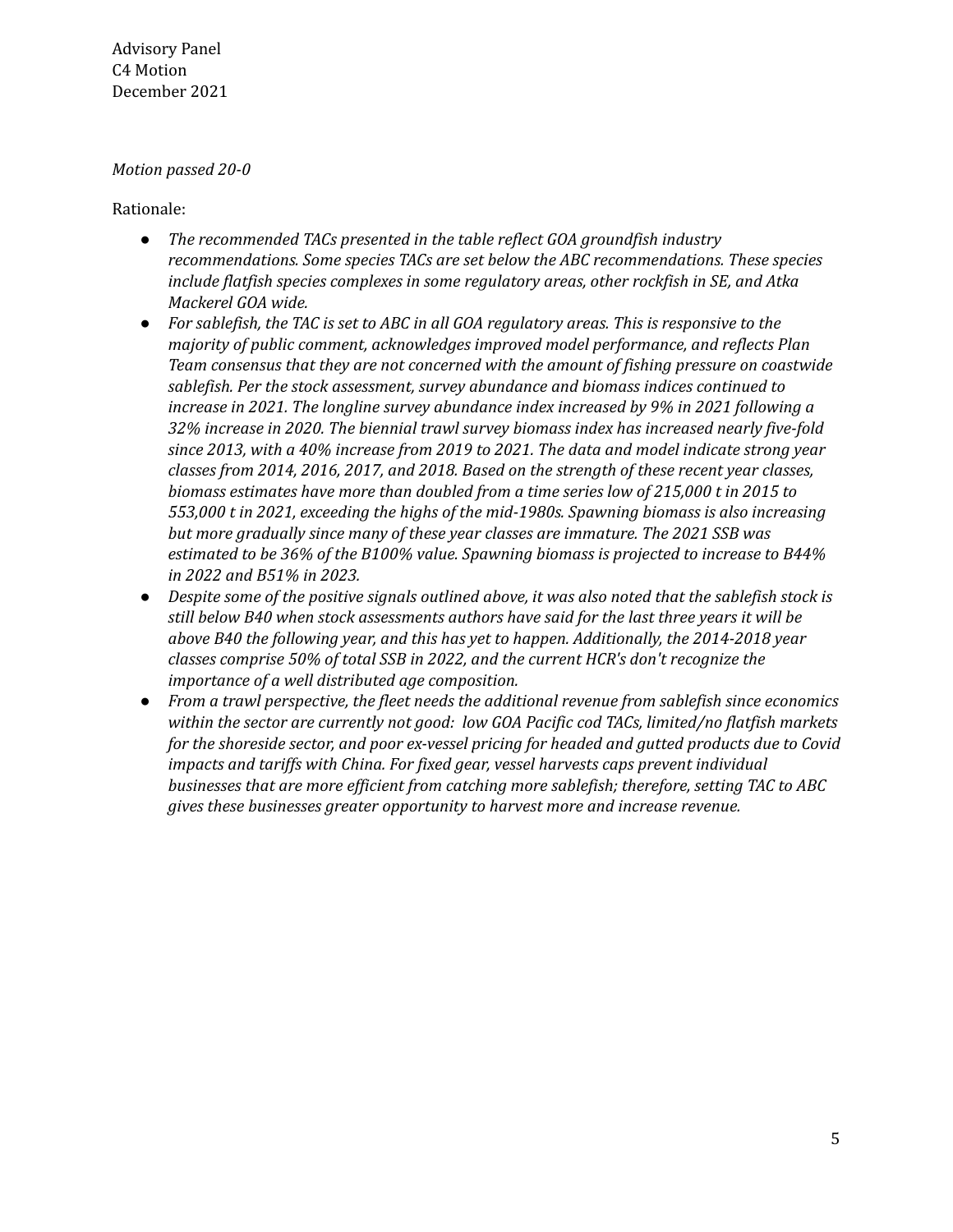*Motion passed 20-0*

Rationale:

- *The recommended TACs presented in the table reflect GOA groundfish industry recommendations. Some species TACs are set below the ABC recommendations. These species include flatfish species complexes in some regulatory areas, other rockfish in SE, and Atka Mackerel GOA wide.*
- *For sablefish, the TAC is set to ABC in all GOA regulatory areas. This is responsive to the majority of public comment, acknowledges improved model performance, and reflects Plan Team consensus that they are not concerned with the amount of fishing pressure on coastwide sablefish. Per the stock assessment, survey abundance and biomass indices continued to increase in 2021. The longline survey abundance index increased by 9% in 2021 following a 32% increase in 2020. The biennial trawl survey biomass index has increased nearly five-fold since 2013, with a 40% increase from 2019 to 2021. The data and model indicate strong year classes from 2014, 2016, 2017, and 2018. Based on the strength of these recent year classes, biomass estimates have more than doubled from a time series low of 215,000 t in 2015 to 553,000 t in 2021, exceeding the highs of the mid-1980s. Spawning biomass is also increasing but more gradually since many of these year classes are immature. The 2021 SSB was estimated to be 36% of the B100% value. Spawning biomass is projected to increase to B44% in 2022 and B51% in 2023.*
- *Despite some of the positive signals outlined above, it was also noted that the sablefish stock is still below B40 when stock assessments authors have said for the last three years it will be above B40 the following year, and this has yet to happen. Additionally, the 2014-2018 year classes comprise 50% of total SSB in 2022, and the current HCR's don't recognize the importance of a well distributed age composition.*
- *From a trawl perspective, the fleet needs the additional revenue from sablefish since economics within the sector are currently not good: low GOA Pacific cod TACs, limited/no flatfish markets for the shoreside sector, and poor ex-vessel pricing for headed and gutted products due to Covid impacts and tariffs with China. For fixed gear, vessel harvests caps prevent individual businesses that are more efficient from catching more sablefish; therefore, setting TAC to ABC gives these businesses greater opportunity to harvest more and increase revenue.*